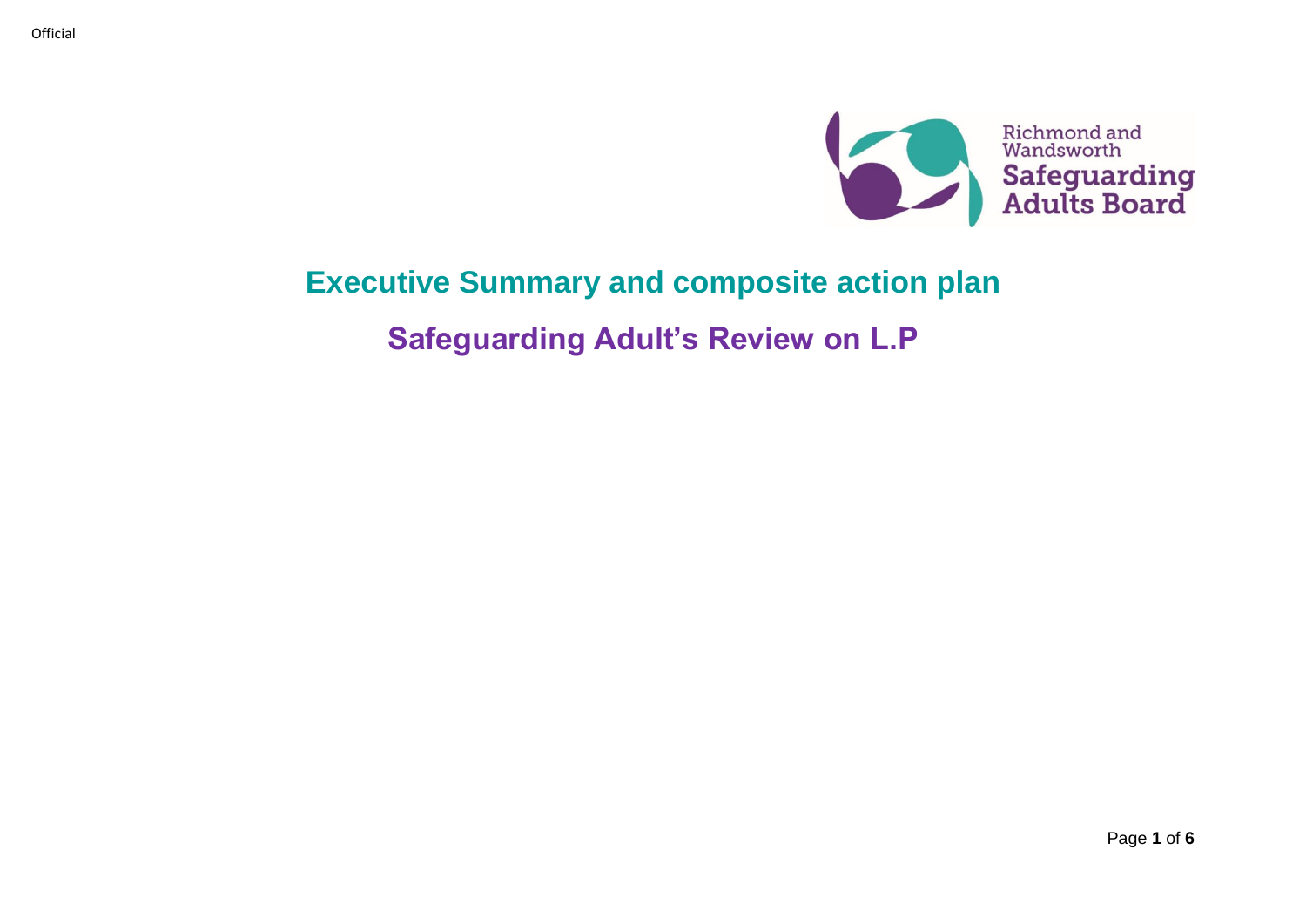Official

Richmond and Wandsworth Safeguarding Adults Board

# Executive Summary and composite action plan

## Safeguarding Adult's Review on L.P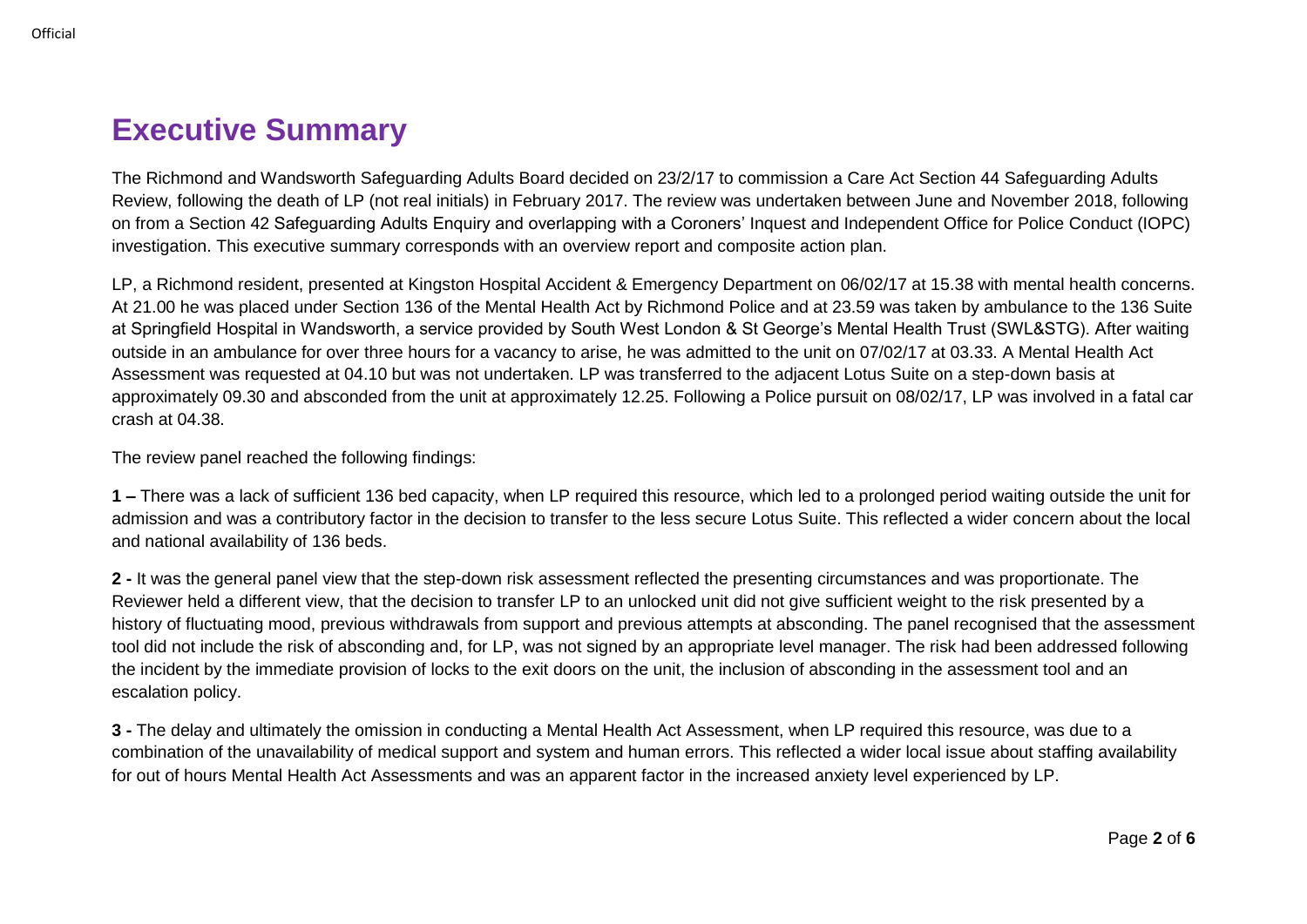# Executive Summary

The Richmond and Wandsworth Safeguarding Adults Board decided on 23/2/17 to commission a Care Act Section 44 Safeguarding Adults Review, following the death of LP (not real initials) in February 2017. The review was undertaken between June and November 2018, following on from a Section 42 Safeguarding Adults Enquiry and overlapping with a Coroners' Inquest and Independent Office for Police Conduct (IOPC) investigation. This executive summary corresponds with an overview report and composite action plan.

LP, a Richmond resident, presented at Kingston Hospital Accident & Emergency Department on 06/02/17 at 15.38 with mental health concerns. At 21.00 he was placed under Section 136 of the Mental Health Act by Richmond Police and at 23.59 was taken by ambulance to the 136 Suite at Springfield Hospital in Wandsworth, a service provided by South West London & St George's Mental Health Trust (SWL&STG). After waiting outside in an ambulance for over three hours for a vacancy to arise, he was admitted to the unit on 07/02/17 at 03.33. A Mental Health Act Assessment was requested at 04.10 but was not undertaken. LP was transferred to the adjacent Lotus Suite on a step-down basis at approximately 09.30 and absconded from the unit at approximately 12.25. Following a Police pursuit on 08/02/17, LP was involved in a fatal car crash at 04.38.

The review panel reached the following findings:

**1 –** There was a lack of sufficient 136 bed capacity, when LP required this resource, which led to a prolonged period waiting outside the unit for admission and was a contributory factor in the decision to transfer to the less secure Lotus Suite. This reflected a wider concern about the local and national availability of 136 beds.

**2 -** It was the general panel view that the step-down risk assessment reflected the presenting circumstances and was proportionate. The Reviewer held a different view, that the decision to transfer LP to an unlocked unit did not give sufficient weight to the risk presented by a history of fluctuating mood, previous withdrawals from support and previous attempts at absconding. The panel recognised that the assessment tool did not include the risk of absconding and, for LP, was not signed by an appropriate level manager. The risk had been addressed following the incident by the immediate provision of locks to the exit doors on the unit, the inclusion of absconding in the assessment tool and an escalation policy.

**3 -** The delay and ultimately the omission in conducting a Mental Health Act Assessment, when LP required this resource, was due to a combination of the unavailability of medical support and system and human errors. This reflected a wider local issue about staffing availability for out of hours Mental Health Act Assessments and was an apparent factor in the increased anxiety level experienced by LP.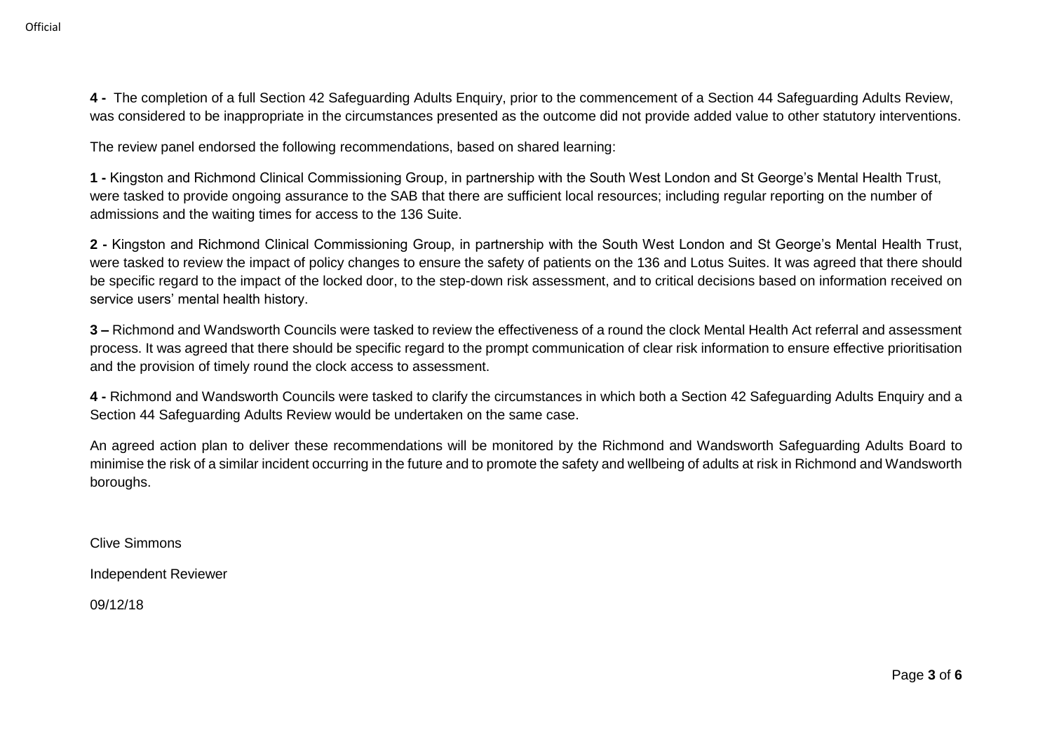**4 -** The completion of a full Section 42 Safeguarding Adults Enquiry, prior to the commencement of a Section 44 Safeguarding Adults Review, was considered to be inappropriate in the circumstances presented as the outcome did not provide added value to other statutory interventions.

The review panel endorsed the following recommendations, based on shared learning:

**1 -** Kingston and Richmond Clinical Commissioning Group, in partnership with the South West London and St George's Mental Health Trust, were tasked to provide ongoing assurance to the SAB that there are sufficient local resources; including regular reporting on the number of admissions and the waiting times for access to the 136 Suite.

**2 -** Kingston and Richmond Clinical Commissioning Group, in partnership with the South West London and St George's Mental Health Trust, were tasked to review the impact of policy changes to ensure the safety of patients on the 136 and Lotus Suites. It was agreed that there should be specific regard to the impact of the locked door, to the step-down risk assessment, and to critical decisions based on information received on service users' mental health history.

**3 –** Richmond and Wandsworth Councils were tasked to review the effectiveness of a round the clock Mental Health Act referral and assessment process. It was agreed that there should be specific regard to the prompt communication of clear risk information to ensure effective prioritisation and the provision of timely round the clock access to assessment.

**4 -** Richmond and Wandsworth Councils were tasked to clarify the circumstances in which both a Section 42 Safeguarding Adults Enquiry and a Section 44 Safeguarding Adults Review would be undertaken on the same case.

An agreed action plan to deliver these recommendations will be monitored by the Richmond and Wandsworth Safeguarding Adults Board to minimise the risk of a similar incident occurring in the future and to promote the safety and wellbeing of adults at risk in Richmond and Wandsworth boroughs.

Clive Simmons

Independent Reviewer

09/12/18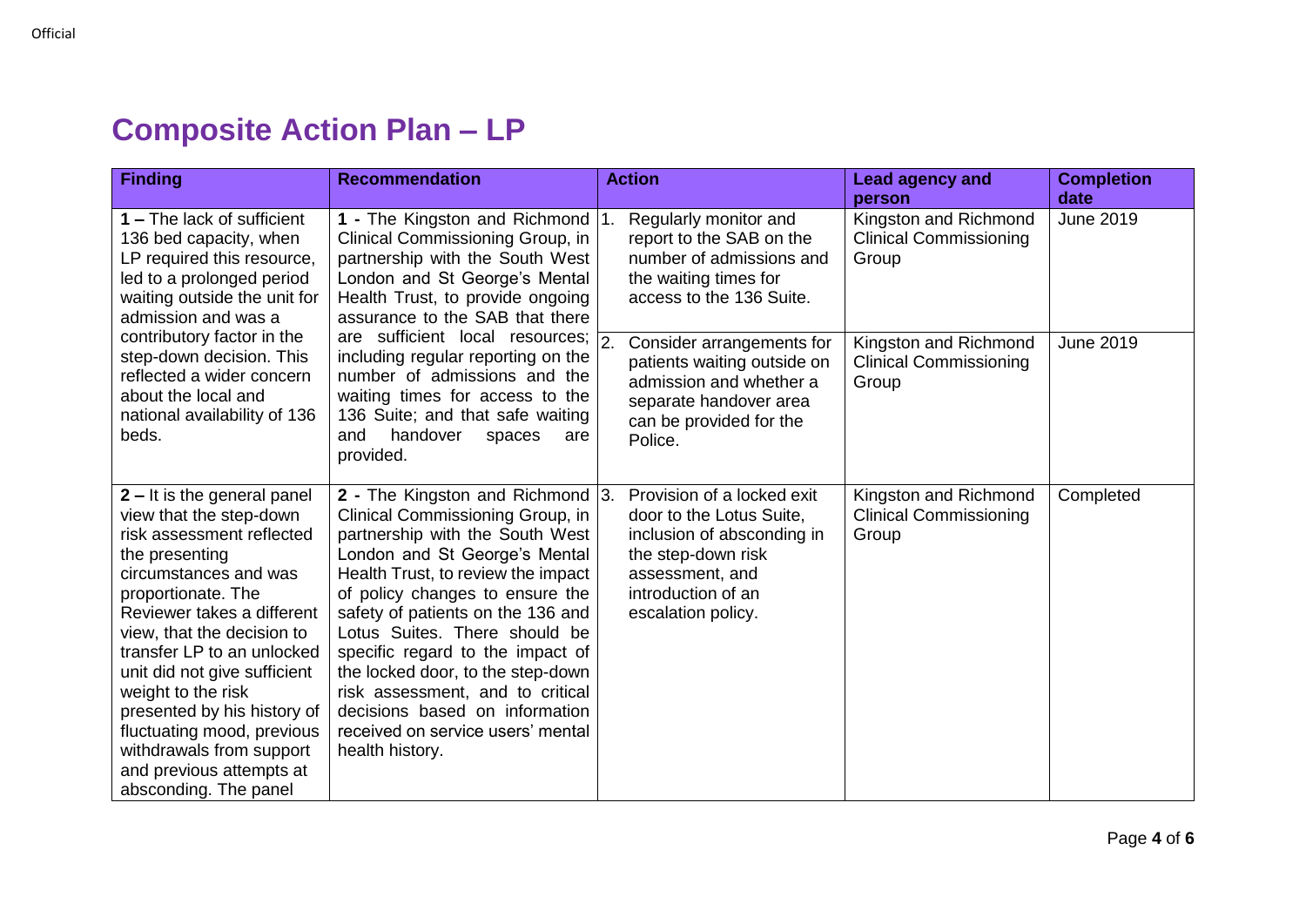# Composite Action Plan – LP

| Finding | Recommendation | Action | Lead agency and person | Completion date |
|---|---|---|---|---|
| **1 –** The lack of sufficient 136 bed capacity, when LP required this resource, led to a prolonged period waiting outside the unit for admission and was a contributory factor in the step-down decision. This reflected a wider concern about the local and national availability of 136 beds. | **1 -** The Kingston and Richmond Clinical Commissioning Group, in partnership with the South West London and St George's Mental Health Trust, to provide ongoing assurance to the SAB that there are sufficient local resources; including regular reporting on the number of admissions and the waiting times for access to the 136 Suite; and that safe waiting and handover spaces are provided. | 1. Regularly monitor and report to the SAB on the number of admissions and the waiting times for access to the 136 Suite. | Kingston and Richmond Clinical Commissioning Group | June 2019 |
| | | 2. Consider arrangements for patients waiting outside on admission and whether a separate handover area can be provided for the Police. | Kingston and Richmond Clinical Commissioning Group | June 2019 |
| **2 –** It is the general panel view that the step-down risk assessment reflected the presenting circumstances and was proportionate. The Reviewer takes a different view, that the decision to transfer LP to an unlocked unit did not give sufficient weight to the risk presented by his history of fluctuating mood, previous withdrawals from support and previous attempts at absconding. The panel | **2 -** The Kingston and Richmond Clinical Commissioning Group, in partnership with the South West London and St George's Mental Health Trust, to review the impact of policy changes to ensure the safety of patients on the 136 and Lotus Suites. There should be specific regard to the impact of the locked door, to the step-down risk assessment, and to critical decisions based on information received on service users' mental health history. | 3. Provision of a locked exit door to the Lotus Suite, inclusion of absconding in the step-down risk assessment, and introduction of an escalation policy. | Kingston and Richmond Clinical Commissioning Group | Completed |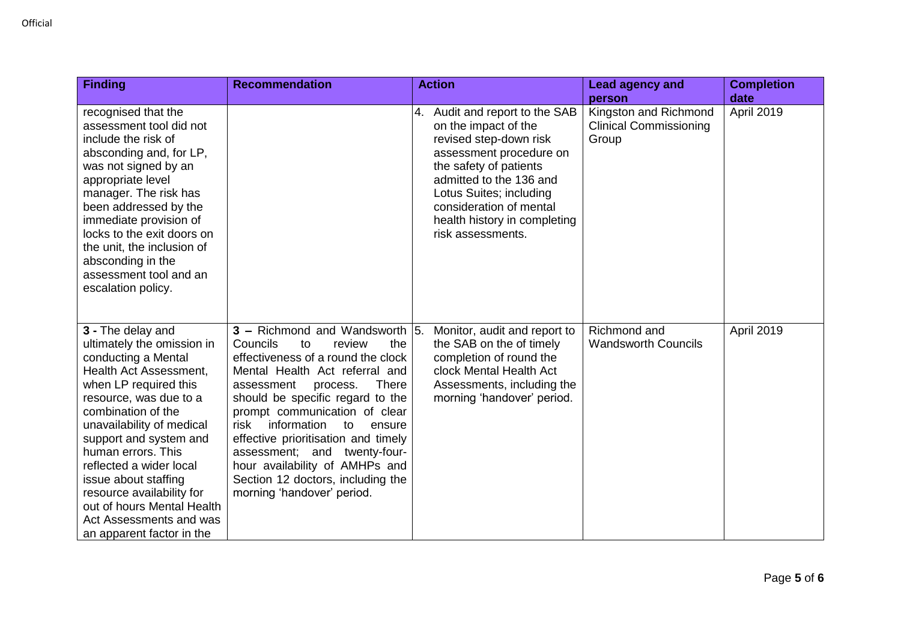| Finding | Recommendation | Action | Lead agency and person | Completion date |
| --- | --- | --- | --- | --- |
| recognised that the assessment tool did not include the risk of absconding and, for LP, was not signed by an appropriate level manager. The risk has been addressed by the immediate provision of locks to the exit doors on the unit, the inclusion of absconding in the assessment tool and an escalation policy. | | 4. Audit and report to the SAB on the impact of the revised step-down risk assessment procedure on the safety of patients admitted to the 136 and Lotus Suites; including consideration of mental health history in completing risk assessments. | Kingston and Richmond Clinical Commissioning Group | April 2019 |
| **3 -** The delay and ultimately the omission in conducting a Mental Health Act Assessment, when LP required this resource, was due to a combination of the unavailability of medical support and system and human errors. This reflected a wider local issue about staffing resource availability for out of hours Mental Health Act Assessments and was an apparent factor in the | **3 –** Richmond and Wandsworth Councils to review the effectiveness of a round the clock Mental Health Act referral and assessment process. There should be specific regard to the prompt communication of clear risk information to ensure effective prioritisation and timely assessment; and twenty-four-hour availability of AMHPs and Section 12 doctors, including the morning 'handover' period. | 5. Monitor, audit and report to the SAB on the of timely completion of round the clock Mental Health Act Assessments, including the morning 'handover' period. | Richmond and Wandsworth Councils | April 2019 |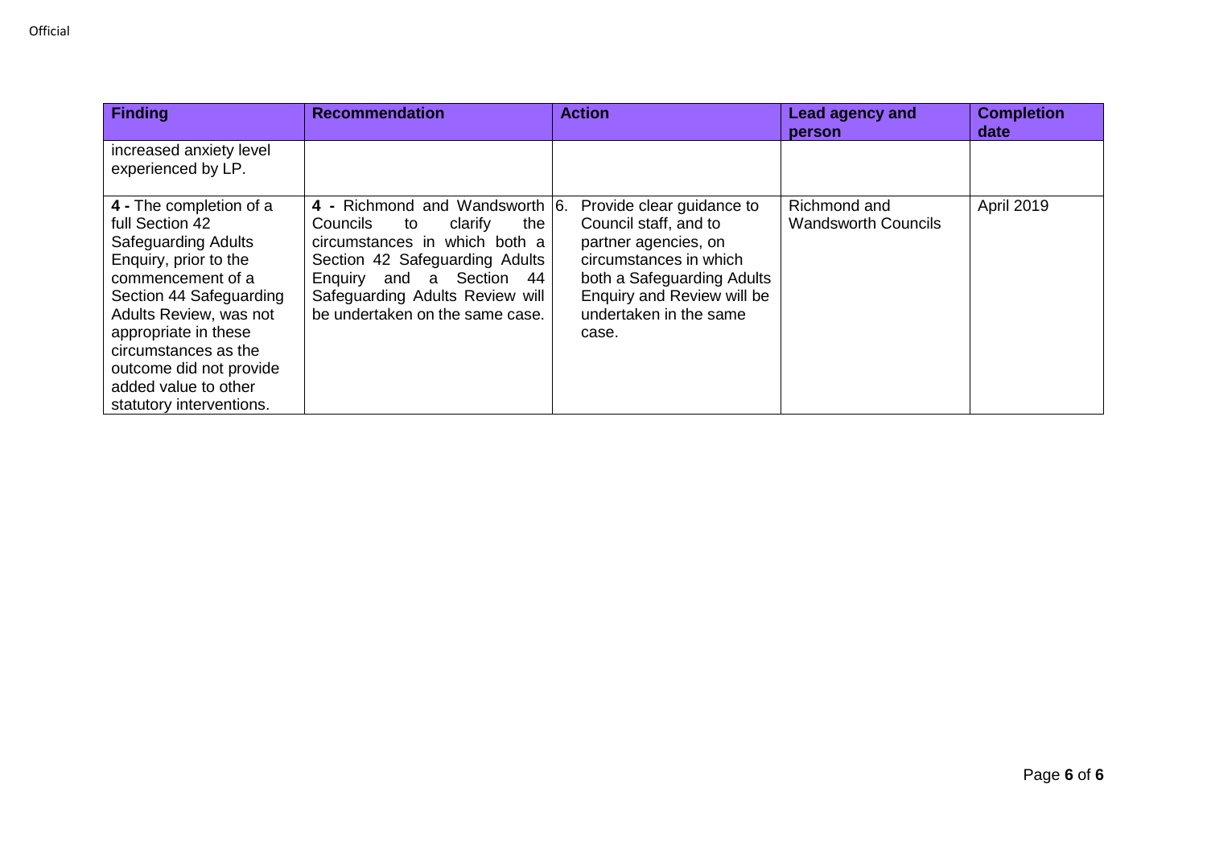| Finding | Recommendation | Action | Lead agency and person | Completion date |
| --- | --- | --- | --- | --- |
| increased anxiety level experienced by LP. | | | | |
| **4 -** The completion of a full Section 42 Safeguarding Adults Enquiry, prior to the commencement of a Section 44 Safeguarding Adults Review, was not appropriate in these circumstances as the outcome did not provide added value to other statutory interventions. | **4 -** Richmond and Wandsworth Councils to clarify the circumstances in which both a Section 42 Safeguarding Adults Enquiry and a Section 44 Safeguarding Adults Review will be undertaken on the same case. | 6. Provide clear guidance to Council staff, and to partner agencies, on circumstances in which both a Safeguarding Adults Enquiry and Review will be undertaken in the same case. | Richmond and Wandsworth Councils | April 2019 |